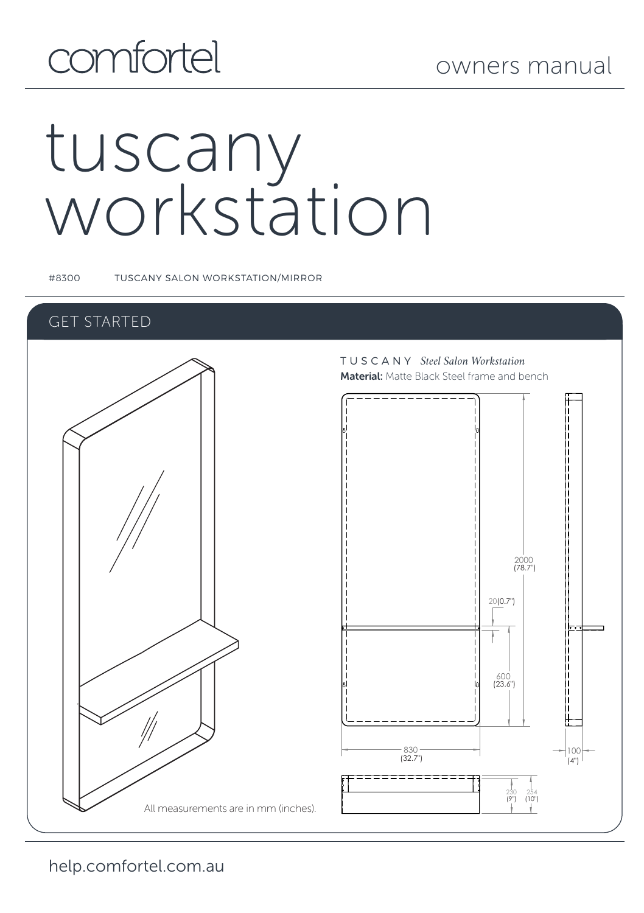comfortel

owners manual

# tuscany workstation

#8300 TUSCANY SALON WORKSTATION/MIRROR

## GET STARTED

TUSCANY *Steel Salon Workstation*

**Material:** Matte Black Steel frame and bench

2000 (78.7")

20(0.7")

600 (23.6")

830 (32.7")

100 (4")

230 (9")

254 (10")

All measurements are in mm (inches).

help.comfortel.com.au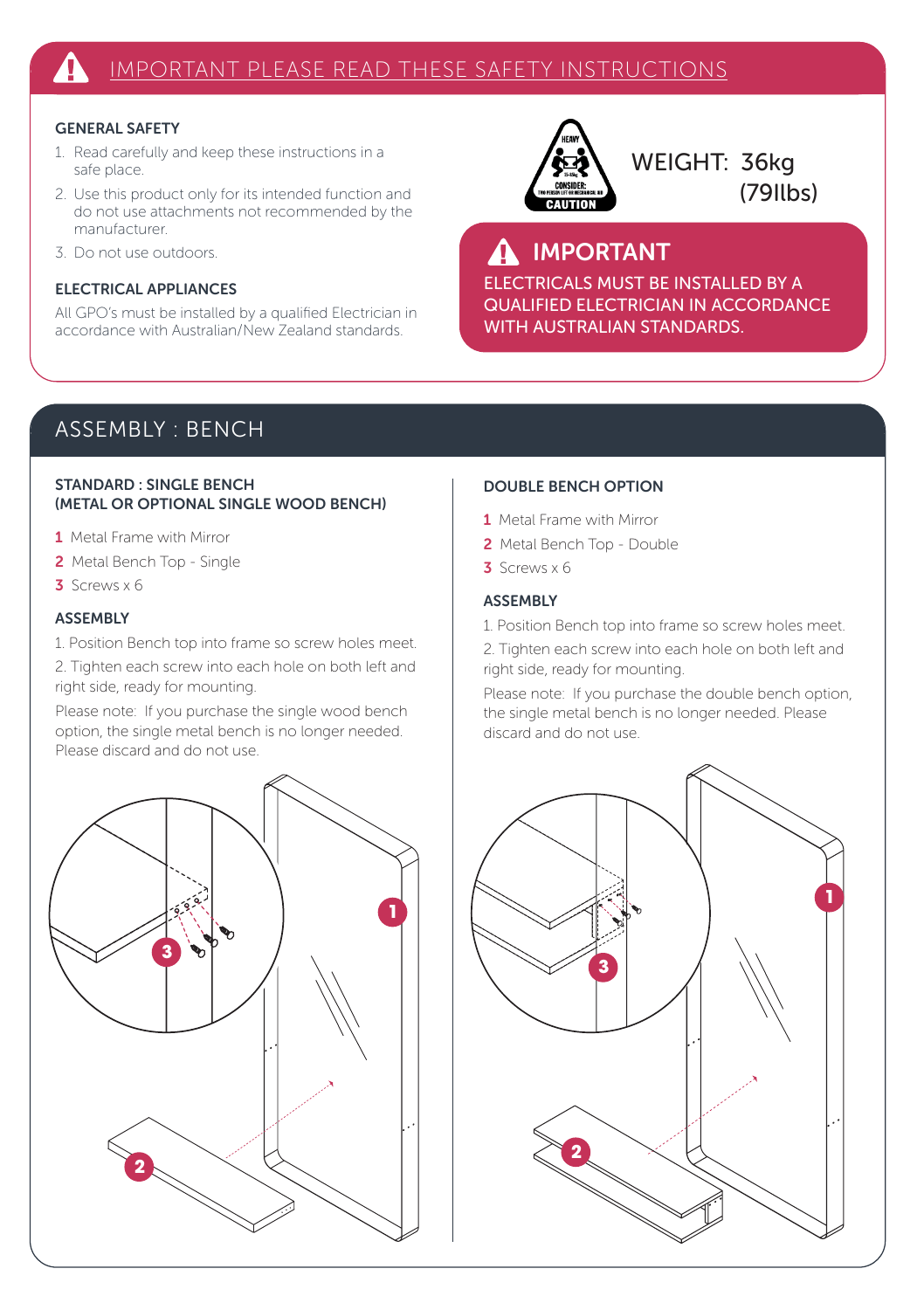# IMPORTANT PLEASE READ THESE SAFETY INSTRUCTIONS

### GENERAL SAFETY

1. Read carefully and keep these instructions in a safe place.
2. Use this product only for its intended function and do not use attachments not recommended by the manufacturer.
3. Do not use outdoors.

### ELECTRICAL APPLIANCES

All GPO's must be installed by a qualified Electrician in accordance with Australian/New Zealand standards.

HEAVY
CONSIDER:
CAUTION

WEIGHT: 36kg (79lbs)

### IMPORTANT

ELECTRICALS MUST BE INSTALLED BY A QUALIFIED ELECTRICIAN IN ACCORDANCE WITH AUSTRALIAN STANDARDS.

## ASSEMBLY : BENCH

### STANDARD : SINGLE BENCH (METAL OR OPTIONAL SINGLE WOOD BENCH)

1. Metal Frame with Mirror
2. Metal Bench Top - Single
3. Screws x 6

### ASSEMBLY

1. Position Bench top into frame so screw holes meet.
2. Tighten each screw into each hole on both left and right side, ready for mounting.

Please note: If you purchase the single wood bench option, the single metal bench is no longer needed. Please discard and do not use.

### DOUBLE BENCH OPTION

1. Metal Frame with Mirror
2. Metal Bench Top - Double
3. Screws x 6

### ASSEMBLY

1. Position Bench top into frame so screw holes meet.
2. Tighten each screw into each hole on both left and right side, ready for mounting.

Please note: If you purchase the double bench option, the single metal bench is no longer needed. Please discard and do not use.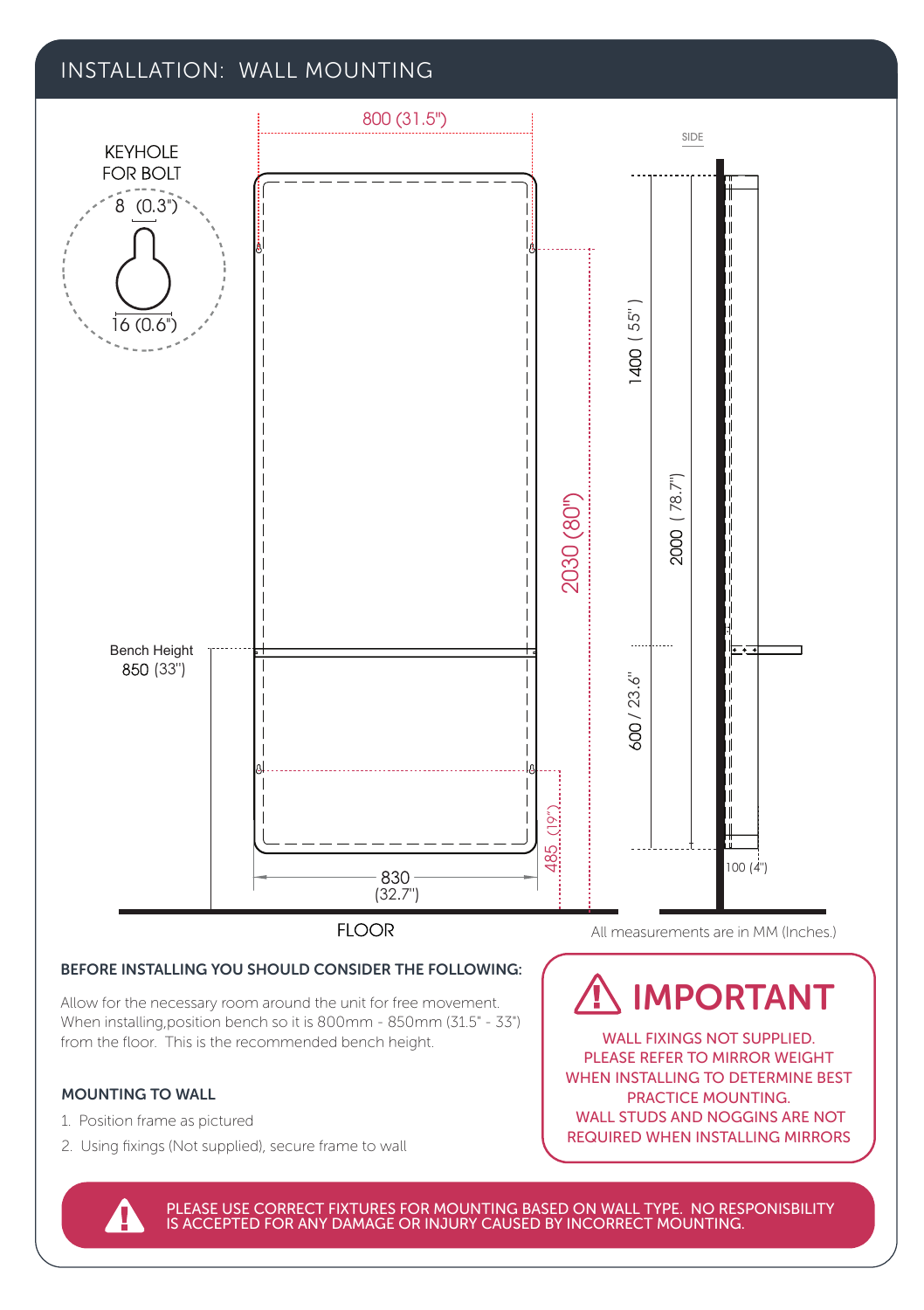## INSTALLATION: WALL MOUNTING

KEYHOLE FOR BOLT

8 (0.3")

16 (0.6")

800 (31.5")

SIDE

1400 ( 55" )

2030 (80")

2000 ( 78.7")

Bench Height
850 (33")

600 / 23.6"

485 (19")

830
(32.7")

100 (4")

FLOOR

All measurements are in MM (Inches.)

### BEFORE INSTALLING YOU SHOULD CONSIDER THE FOLLOWING:

Allow for the necessary room around the unit for free movement. When installing,position bench so it is 800mm - 850mm (31.5" - 33") from the floor. This is the recommended bench height.

### MOUNTING TO WALL

1. Position frame as pictured
2. Using fixings (Not supplied), secure frame to wall

## ⚠ IMPORTANT

WALL FIXINGS NOT SUPPLIED.
PLEASE REFER TO MIRROR WEIGHT WHEN INSTALLING TO DETERMINE BEST PRACTICE MOUNTING.
WALL STUDS AND NOGGINS ARE NOT REQUIRED WHEN INSTALLING MIRRORS

PLEASE USE CORRECT FIXTURES FOR MOUNTING BASED ON WALL TYPE. NO RESPONISBILITY IS ACCEPTED FOR ANY DAMAGE OR INJURY CAUSED BY INCORRECT MOUNTING.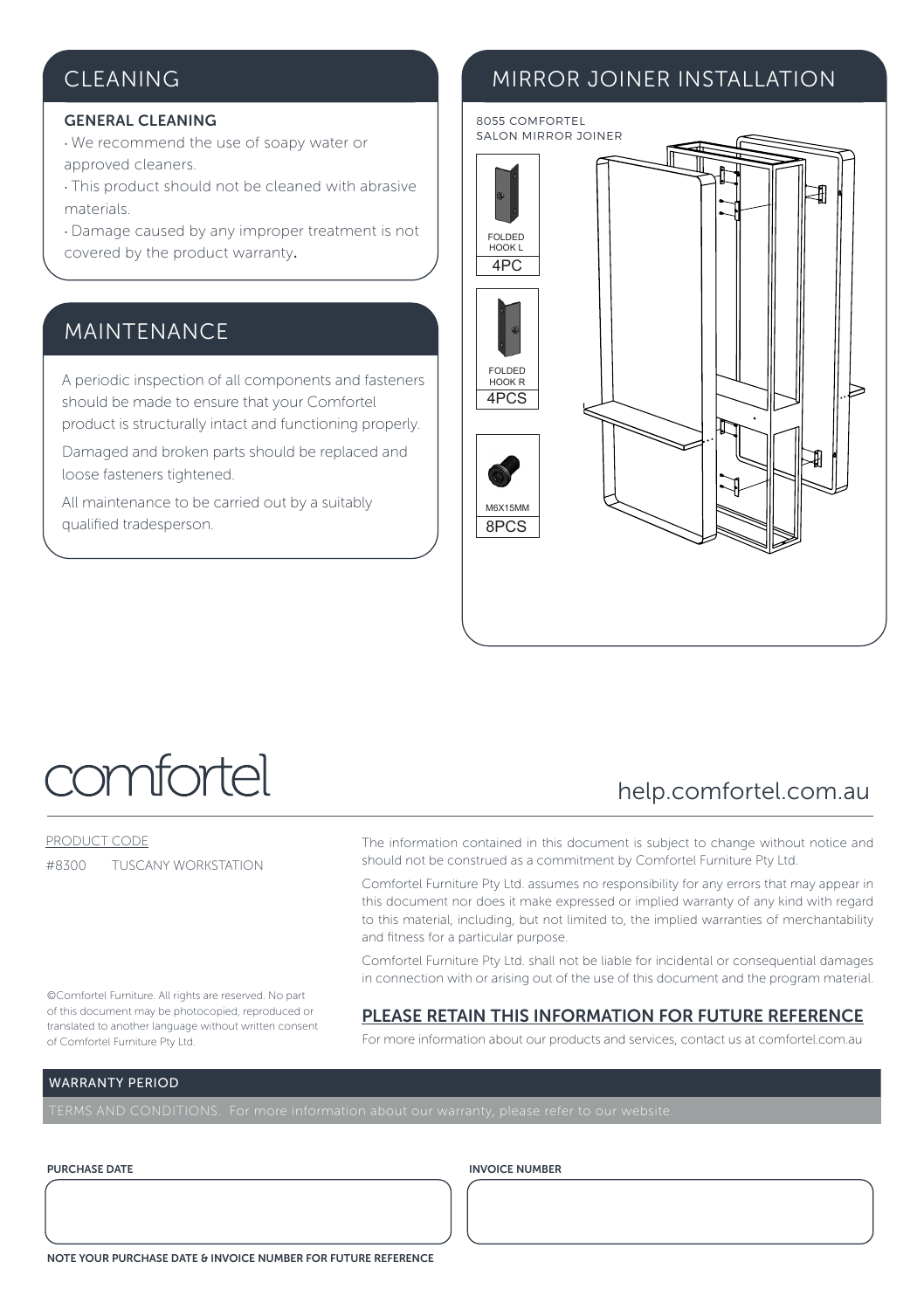## CLEANING

### GENERAL CLEANING

- We recommend the use of soapy water or approved cleaners.
- This product should not be cleaned with abrasive materials.
- Damage caused by any improper treatment is not covered by the product warranty.

## MAINTENANCE

A periodic inspection of all components and fasteners should be made to ensure that your Comfortel product is structurally intact and functioning properly.

Damaged and broken parts should be replaced and loose fasteners tightened.

All maintenance to be carried out by a suitably qualified tradesperson.

## MIRROR JOINER INSTALLATION

8055 COMFORTEL SALON MIRROR JOINER

FOLDED HOOK L
4PC

FOLDED HOOK R
4PCS

M6X15MM
8PCS

# comfortel

help.comfortel.com.au

PRODUCT CODE

#8300 TUSCANY WORKSTATION

The information contained in this document is subject to change without notice and should not be construed as a commitment by Comfortel Furniture Pty Ltd.

Comfortel Furniture Pty Ltd. assumes no responsibility for any errors that may appear in this document nor does it make expressed or implied warranty of any kind with regard to this material, including, but not limited to, the implied warranties of merchantability and fitness for a particular purpose.

Comfortel Furniture Pty Ltd. shall not be liable for incidental or consequential damages in connection with or arising out of the use of this document and the program material.

©Comfortel Furniture. All rights are reserved. No part of this document may be photocopied, reproduced or translated to another language without written consent of Comfortel Furniture Pty Ltd.

**PLEASE RETAIN THIS INFORMATION FOR FUTURE REFERENCE**

For more information about our products and services, contact us at comfortel.com.au

## WARRANTY PERIOD

TERMS AND CONDITIONS. For more information about our warranty, please refer to our website.

**PURCHASE DATE**

**INVOICE NUMBER**

**NOTE YOUR PURCHASE DATE & INVOICE NUMBER FOR FUTURE REFERENCE**